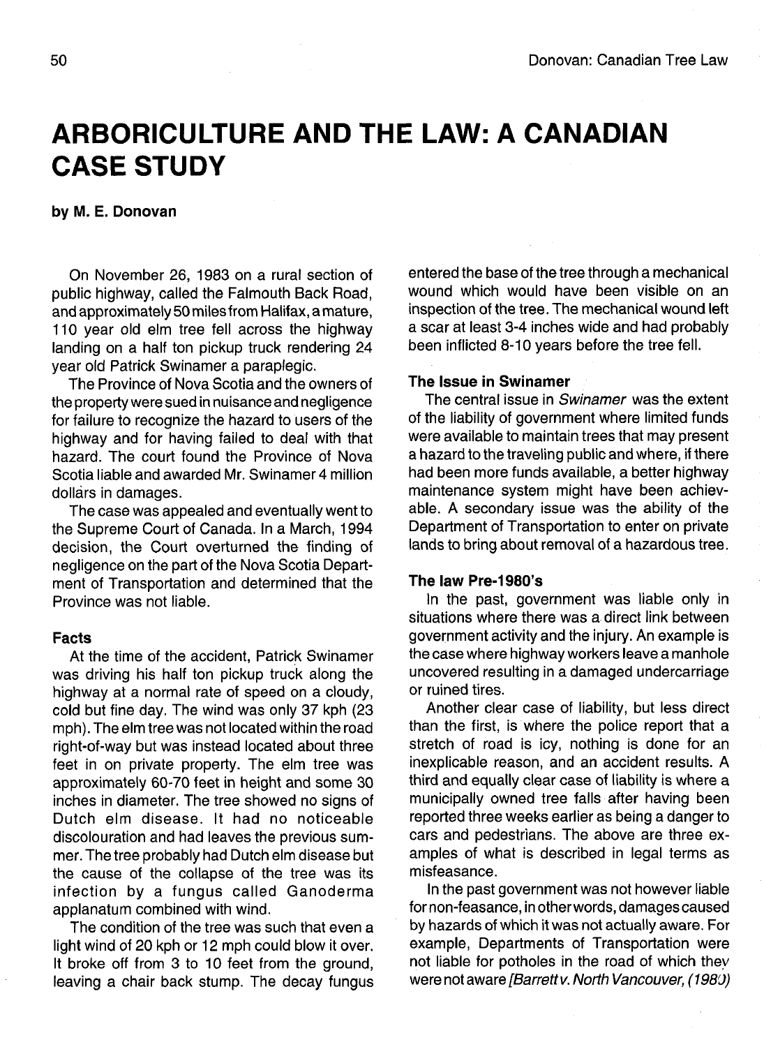# ARBORICULTURE AND THE LAW: A CANADIAN CASE STUDY

**by M. E. Donovan**

On November 26, 1983 on a rural section of public highway, called the Falmouth Back Road, and approximately 50 miles from Halifax, a mature, 110 year old elm tree fell across the highway landing on a half ton pickup truck rendering 24 year old Patrick Swinamer a paraplegic.

The Province of Nova Scotia and the owners of the property were sued in nuisance and negligence for failure to recognize the hazard to users of the highway and for having failed to deal with that hazard. The court found the Province of Nova Scotia liable and awarded Mr. Swinamer 4 million dollars in damages.

The case was appealed and eventually went to the Supreme Court of Canada. In a March, 1994 decision, the Court overturned the finding of negligence on the part of the Nova Scotia Department of Transportation and determined that the Province was not liable.

### Facts

At the time of the accident, Patrick Swinamer was driving his half ton pickup truck along the highway at a normal rate of speed on a cloudy, cold but fine day. The wind was only 37 kph (23 mph). The elm tree was not located within the road right-of-way but was instead located about three feet in on private property. The elm tree was approximately 60-70 feet in height and some 30 inches in diameter. The tree showed no signs of Dutch elm disease. It had no noticeable discolouration and had leaves the previous summer. The tree probably had Dutch elm disease but the cause of the collapse of the tree was its infection by a fungus called Ganoderma applanatum combined with wind.

The condition of the tree was such that even a light wind of 20 kph or 12 mph could blow it over. It broke off from 3 to 10 feet from the ground, leaving a chair back stump. The decay fungus entered the base of the tree through a mechanical wound which would have been visible on an inspection of the tree. The mechanical wound left a scar at least 3-4 inches wide and had probably been inflicted 8-10 years before the tree fell.

### The Issue in Swinamer

The central issue in *Swinamer* was the extent of the liability of government where limited funds were available to maintain trees that may present a hazard to the traveling public and where, if there had been more funds available, a better highway maintenance system might have been achievable. A secondary issue was the ability of the Department of Transportation to enter on private lands to bring about removal of a hazardous tree.

### The law Pre-1980's

In the past, government was liable only in situations where there was a direct link between government activity and the injury. An example is the case where highway workers leave a manhole uncovered resulting in a damaged undercarriage or ruined tires.

Another clear case of liability, but less direct than the first, is where the police report that a stretch of road is icy, nothing is done for an inexplicable reason, and an accident results. A third and equally clear case of liability is where a municipally owned tree falls after having been reported three weeks earlier as being a danger to cars and pedestrians. The above are three examples of what is described in legal terms as misfeasance.

In the past government was not however liable for non-feasance, in other words, damages caused by hazards of which it was not actually aware. For example, Departments of Transportation were not liable for potholes in the road of which they were not aware *[Barrett v. North Vancouver, (1980)*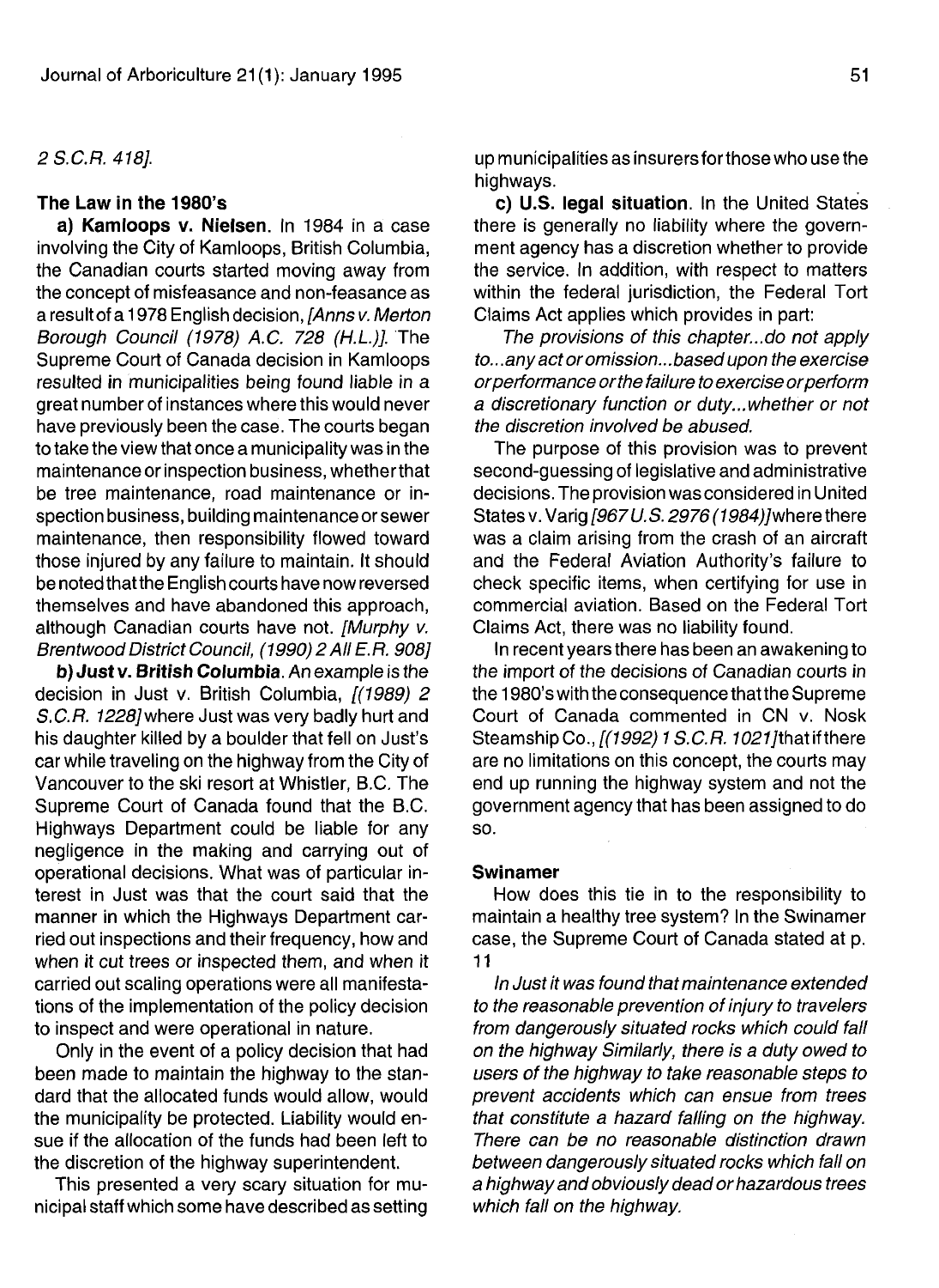2 S.C.R. 418].

### The Law in the 1980's

**a) Kamloops v. Nielsen.** In 1984 in a case involving the City of Kamloops, British Columbia, the Canadian courts started moving away from the concept of misfeasance and non-feasance as a result of a 1978 English decision, *[Anns v. Merton Borough Council (1978) A.C. 728 (H.L.)].* The Supreme Court of Canada decision in Kamloops resulted in municipalities being found liable in a great number of instances where this would never have previously been the case. The courts began to take the view that once a municipality was in the maintenance or inspection business, whether that be tree maintenance, road maintenance or inspection business, building maintenance or sewer maintenance, then responsibility flowed toward those injured by any failure to maintain. It should be noted that the English courts have now reversed themselves and have abandoned this approach, although Canadian courts have not. *[Murphy v. Brentwood District Council, (1990) 2 All E.R. 908]*

**b) Just v. British Columbia.** An example is the decision in Just v. British Columbia, *[(1989) 2 S.C.R. 1228]* where Just was very badly hurt and his daughter killed by a boulder that fell on Just's car while traveling on the highway from the City of Vancouver to the ski resort at Whistler, B.C. The Supreme Court of Canada found that the B.C. Highways Department could be liable for any negligence in the making and carrying out of operational decisions. What was of particular interest in Just was that the court said that the manner in which the Highways Department carried out inspections and their frequency, how and when it cut trees or inspected them, and when it carried out scaling operations were all manifestations of the implementation of the policy decision to inspect and were operational in nature.

Only in the event of a policy decision that had been made to maintain the highway to the standard that the allocated funds would allow, would the municipality be protected. Liability would ensue if the allocation of the funds had been left to the discretion of the highway superintendent.

This presented a very scary situation for municipal staff which some have described as setting up municipalities as insurers for those who use the highways.

**c) U.S. legal situation.** In the United States there is generally no liability where the government agency has a discretion whether to provide the service. In addition, with respect to matters within the federal jurisdiction, the Federal Tort Claims Act applies which provides in part:

> *The provisions of this chapter...do not apply to...any act or omission...based upon the exercise or performance or the failure to exercise or perform a discretionary function or duty...whether or not the discretion involved be abused.*

The purpose of this provision was to prevent second-guessing of legislative and administrative decisions. The provision was considered in United States v. Varig *[967 U.S. 2976 (1984)]* where there was a claim arising from the crash of an aircraft and the Federal Aviation Authority's failure to check specific items, when certifying for use in commercial aviation. Based on the Federal Tort Claims Act, there was no liability found.

In recent years there has been an awakening to the import of the decisions of Canadian courts in the 1980's with the consequence that the Supreme Court of Canada commented in CN v. Nosk Steamship Co., *[(1992) 1 S.C.R. 1021]* that if there are no limitations on this concept, the courts may end up running the highway system and not the government agency that has been assigned to do so.

### Swinamer

How does this tie in to the responsibility to maintain a healthy tree system? In the Swinamer case, the Supreme Court of Canada stated at p. 11

> *In Just it was found that maintenance extended to the reasonable prevention of injury to travelers from dangerously situated rocks which could fall on the highway Similarly, there is a duty owed to users of the highway to take reasonable steps to prevent accidents which can ensue from trees that constitute a hazard falling on the highway. There can be no reasonable distinction drawn between dangerously situated rocks which fall on a highway and obviously dead or hazardous trees which fall on the highway.*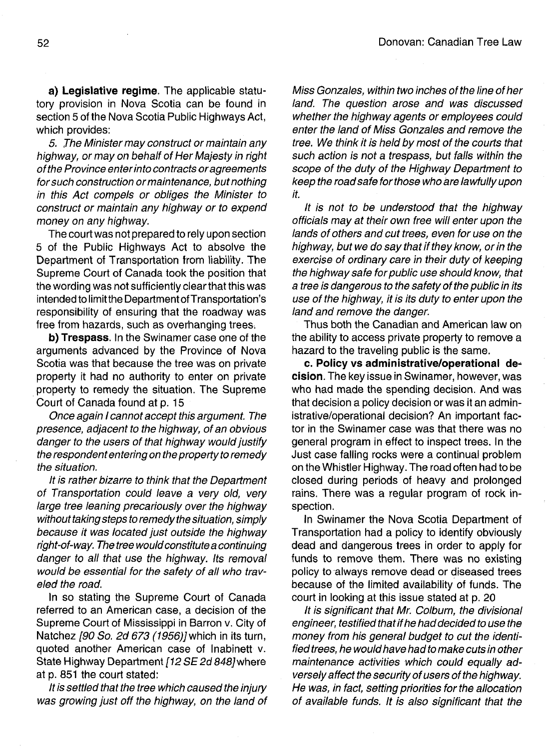**a) Legislative regime**. The applicable statutory provision in Nova Scotia can be found in section 5 of the Nova Scotia Public Highways Act, which provides:

*5. The Minister may construct or maintain any highway, or may on behalf of Her Majesty in right of the Province enter into contracts or agreements for such construction or maintenance, but nothing in this Act compels or obliges the Minister to construct or maintain any highway or to expend money on any highway.*

The court was not prepared to rely upon section 5 of the Public Highways Act to absolve the Department of Transportation from liability. The Supreme Court of Canada took the position that the wording was not sufficiently clear that this was intended to limit the Department of Transportation's responsibility of ensuring that the roadway was free from hazards, such as overhanging trees.

**b) Trespass**. In the Swinamer case one of the arguments advanced by the Province of Nova Scotia was that because the tree was on private property it had no authority to enter on private property to remedy the situation. The Supreme Court of Canada found at p. 15

*Once again I cannot accept this argument. The presence, adjacent to the highway, of an obvious danger to the users of that highway would justify the respondent entering on the property to remedy the situation.*

*It is rather bizarre to think that the Department of Transportation could leave a very old, very large tree leaning precariously over the highway without taking steps to remedy the situation, simply because it was located just outside the highway right-of-way. The tree would constitute a continuing danger to all that use the highway. Its removal would be essential for the safety of all who traveled the road.*

In so stating the Supreme Court of Canada referred to an American case, a decision of the Supreme Court of Mississippi in Barron v. City of Natchez *[90 So. 2d 673 (1956)]* which in its turn, quoted another American case of Inabinett v. State Highway Department *[12 SE 2d 848]* where at p. 851 the court stated:

*It is settled that the tree which caused the injury was growing just off the highway, on the land of Miss Gonzales, within two inches of the line of her land. The question arose and was discussed whether the highway agents or employees could enter the land of Miss Gonzales and remove the tree. We think it is held by most of the courts that such action is not a trespass, but falls within the scope of the duty of the Highway Department to keep the road safe for those who are lawfully upon it.*

*It is not to be understood that the highway officials may at their own free will enter upon the lands of others and cut trees, even for use on the highway, but we do say that if they know, or in the exercise of ordinary care in their duty of keeping the highway safe for public use should know, that a tree is dangerous to the safety of the public in its use of the highway, it is its duty to enter upon the land and remove the danger.*

Thus both the Canadian and American law on the ability to access private property to remove a hazard to the traveling public is the same.

**c. Policy vs administrative/operational decision**. The key issue in Swinamer, however, was who had made the spending decision. And was that decision a policy decision or was it an administrative/operational decision? An important factor in the Swinamer case was that there was no general program in effect to inspect trees. In the Just case falling rocks were a continual problem on the Whistler Highway. The road often had to be closed during periods of heavy and prolonged rains. There was a regular program of rock inspection.

In Swinamer the Nova Scotia Department of Transportation had a policy to identify obviously dead and dangerous trees in order to apply for funds to remove them. There was no existing policy to always remove dead or diseased trees because of the limited availability of funds. The court in looking at this issue stated at p. 20

*It is significant that Mr. Colburn, the divisional engineer, testified that if he had decided to use the money from his general budget to cut the identified trees, he would have had to make cuts in other maintenance activities which could equally adversely affect the security of users of the highway. He was, in fact, setting priorities for the allocation of available funds. It is also significant that the*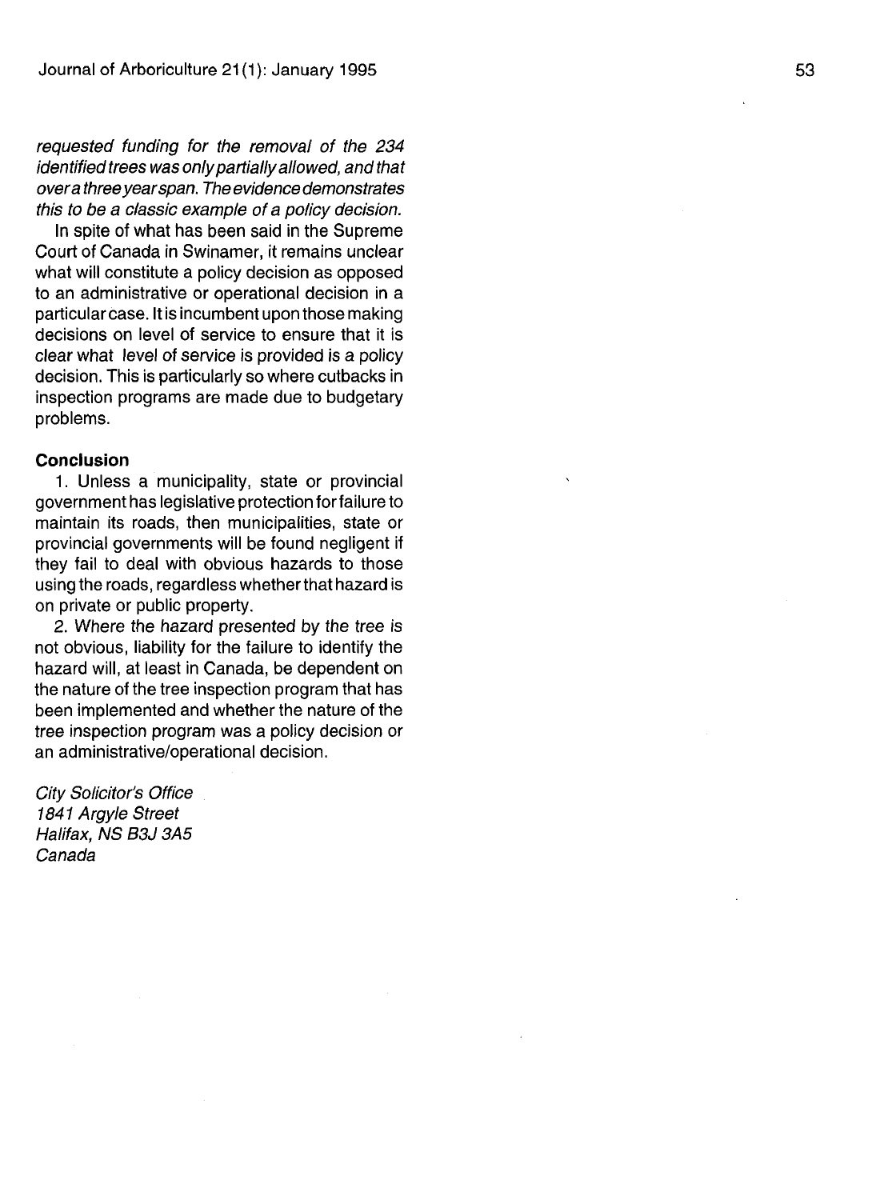*requested funding for the removal of the 234 identified trees was only partially allowed, and that over a three year span. The evidence demonstrates this to be a classic example of a policy decision.*

In spite of what has been said in the Supreme Court of Canada in Swinamer, it remains unclear what will constitute a policy decision as opposed to an administrative or operational decision in a particular case. It is incumbent upon those making decisions on level of service to ensure that it is clear what level of service is provided is a policy decision. This is particularly so where cutbacks in inspection programs are made due to budgetary problems.

**Conclusion**

1. Unless a municipality, state or provincial government has legislative protection for failure to maintain its roads, then municipalities, state or provincial governments will be found negligent if they fail to deal with obvious hazards to those using the roads, regardless whether that hazard is on private or public property.

2. Where the hazard presented by the tree is not obvious, liability for the failure to identify the hazard will, at least in Canada, be dependent on the nature of the tree inspection program that has been implemented and whether the nature of the tree inspection program was a policy decision or an administrative/operational decision.

*City Solicitor's Office*
*1841 Argyle Street*
*Halifax, NS B3J 3A5*
*Canada*